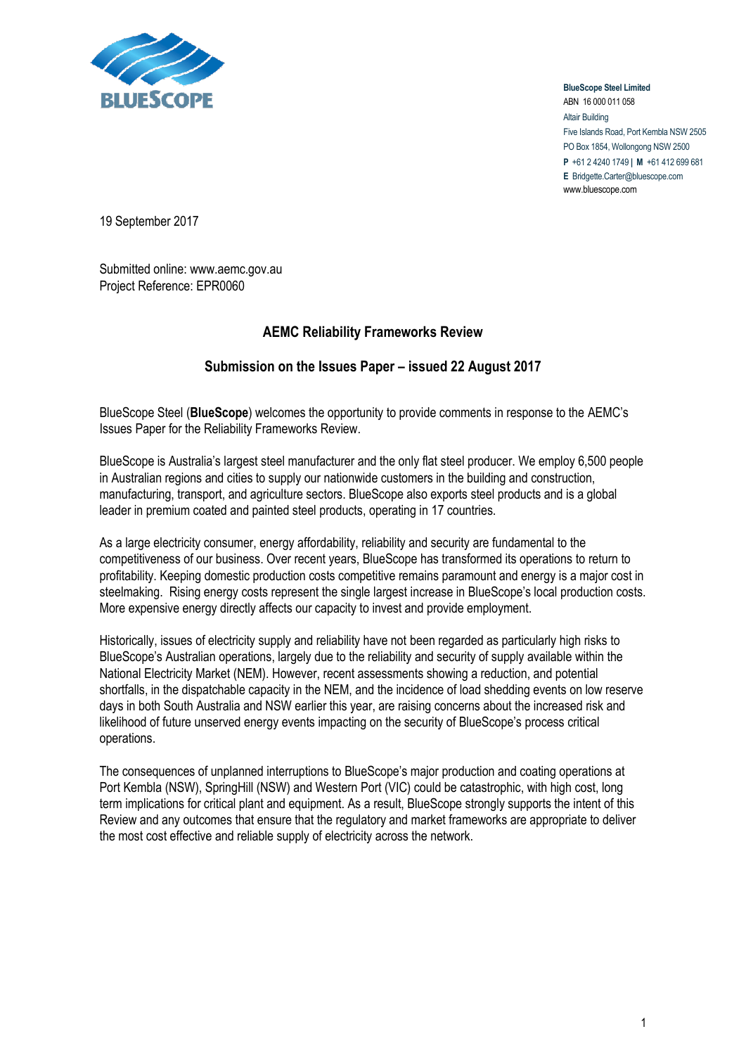**BlueScope Steel Limited**
ABN 16 000 011 058
Altair Building
Five Islands Road, Port Kembla NSW 2505
PO Box 1854, Wollongong NSW 2500
**P** +61 2 4240 1749 | **M** +61 412 699 681
**E** Bridgette.Carter@bluescope.com
www.bluescope.com

19 September 2017

Submitted online: www.aemc.gov.au
Project Reference: EPR0060

## AEMC Reliability Frameworks Review

## Submission on the Issues Paper – issued 22 August 2017

BlueScope Steel (**BlueScope**) welcomes the opportunity to provide comments in response to the AEMC's Issues Paper for the Reliability Frameworks Review.

BlueScope is Australia's largest steel manufacturer and the only flat steel producer. We employ 6,500 people in Australian regions and cities to supply our nationwide customers in the building and construction, manufacturing, transport, and agriculture sectors. BlueScope also exports steel products and is a global leader in premium coated and painted steel products, operating in 17 countries.

As a large electricity consumer, energy affordability, reliability and security are fundamental to the competitiveness of our business. Over recent years, BlueScope has transformed its operations to return to profitability. Keeping domestic production costs competitive remains paramount and energy is a major cost in steelmaking. Rising energy costs represent the single largest increase in BlueScope's local production costs. More expensive energy directly affects our capacity to invest and provide employment.

Historically, issues of electricity supply and reliability have not been regarded as particularly high risks to BlueScope's Australian operations, largely due to the reliability and security of supply available within the National Electricity Market (NEM). However, recent assessments showing a reduction, and potential shortfalls, in the dispatchable capacity in the NEM, and the incidence of load shedding events on low reserve days in both South Australia and NSW earlier this year, are raising concerns about the increased risk and likelihood of future unserved energy events impacting on the security of BlueScope's process critical operations.

The consequences of unplanned interruptions to BlueScope's major production and coating operations at Port Kembla (NSW), SpringHill (NSW) and Western Port (VIC) could be catastrophic, with high cost, long term implications for critical plant and equipment. As a result, BlueScope strongly supports the intent of this Review and any outcomes that ensure that the regulatory and market frameworks are appropriate to deliver the most cost effective and reliable supply of electricity across the network.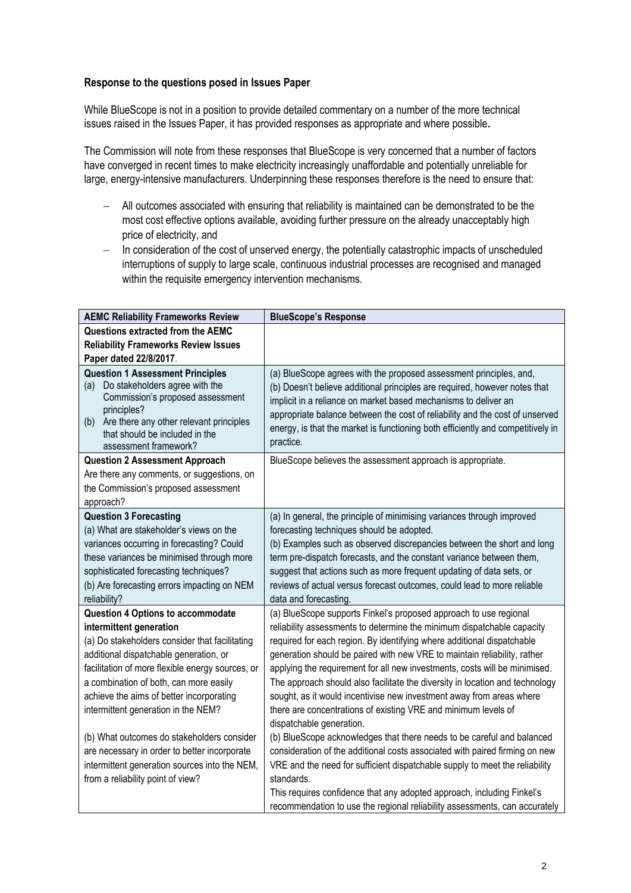**Response to the questions posed in Issues Paper**

While BlueScope is not in a position to provide detailed commentary on a number of the more technical issues raised in the Issues Paper, it has provided responses as appropriate and where possible**.**

The Commission will note from these responses that BlueScope is very concerned that a number of factors have converged in recent times to make electricity increasingly unaffordable and potentially unreliable for large, energy-intensive manufacturers. Underpinning these responses therefore is the need to ensure that:

- All outcomes associated with ensuring that reliability is maintained can be demonstrated to be the most cost effective options available, avoiding further pressure on the already unacceptably high price of electricity, and
- In consideration of the cost of unserved energy, the potentially catastrophic impacts of unscheduled interruptions of supply to large scale, continuous industrial processes are recognised and managed within the requisite emergency intervention mechanisms.

| **AEMC Reliability Frameworks Review** | **BlueScope's Response** |
|---|---|
| **Questions extracted from the AEMC Reliability Frameworks Review Issues Paper dated 22/8/2017**. | |
| **Question 1 Assessment Principles**<br>(a) Do stakeholders agree with the Commission's proposed assessment principles?<br>(b) Are there any other relevant principles that should be included in the assessment framework? | (a) BlueScope agrees with the proposed assessment principles, and,<br>(b) Doesn't believe additional principles are required, however notes that implicit in a reliance on market based mechanisms to deliver an appropriate balance between the cost of reliability and the cost of unserved energy, is that the market is functioning both efficiently and competitively in practice. |
| **Question 2 Assessment Approach**<br>Are there any comments, or suggestions, on the Commission's proposed assessment approach? | BlueScope believes the assessment approach is appropriate. |
| **Question 3 Forecasting**<br>(a) What are stakeholder's views on the variances occurring in forecasting? Could these variances be minimised through more sophisticated forecasting techniques?<br>(b) Are forecasting errors impacting on NEM reliability? | (a) In general, the principle of minimising variances through improved forecasting techniques should be adopted.<br>(b) Examples such as observed discrepancies between the short and long term pre-dispatch forecasts, and the constant variance between them, suggest that actions such as more frequent updating of data sets, or reviews of actual versus forecast outcomes, could lead to more reliable data and forecasting. |
| **Question 4 Options to accommodate intermittent generation**<br>(a) Do stakeholders consider that facilitating additional dispatchable generation, or facilitation of more flexible energy sources, or a combination of both, can more easily achieve the aims of better incorporating intermittent generation in the NEM?<br><br>(b) What outcomes do stakeholders consider are necessary in order to better incorporate intermittent generation sources into the NEM, from a reliability point of view? | (a) BlueScope supports Finkel's proposed approach to use regional reliability assessments to determine the minimum dispatchable capacity required for each region. By identifying where additional dispatchable generation should be paired with new VRE to maintain reliability, rather applying the requirement for all new investments, costs will be minimised. The approach should also facilitate the diversity in location and technology sought, as it would incentivise new investment away from areas where there are concentrations of existing VRE and minimum levels of dispatchable generation.<br>(b) BlueScope acknowledges that there needs to be careful and balanced consideration of the additional costs associated with paired firming on new VRE and the need for sufficient dispatchable supply to meet the reliability standards.<br>This requires confidence that any adopted approach, including Finkel's recommendation to use the regional reliability assessments, can accurately |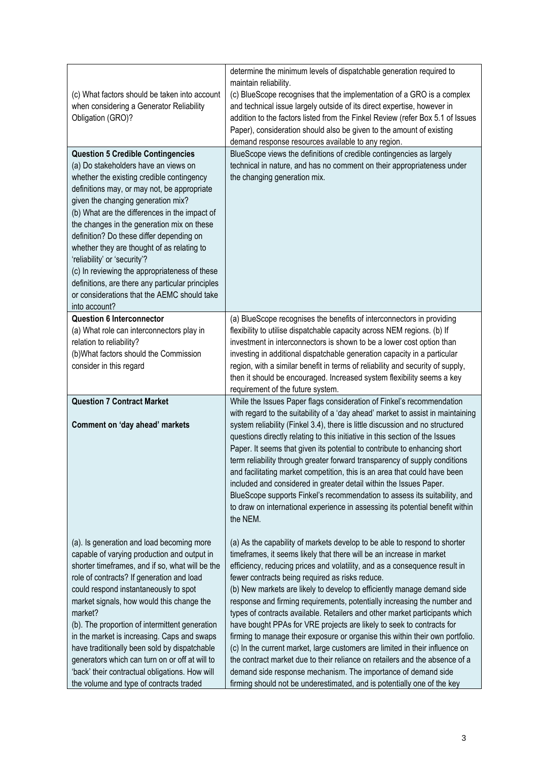| | |
|---|---|
| | determine the minimum levels of dispatchable generation required to maintain reliability. |
| (c) What factors should be taken into account when considering a Generator Reliability Obligation (GRO)? | (c) BlueScope recognises that the implementation of a GRO is a complex and technical issue largely outside of its direct expertise, however in addition to the factors listed from the Finkel Review (refer Box 5.1 of Issues Paper), consideration should also be given to the amount of existing demand response resources available to any region. |
| **Question 5 Credible Contingencies**<br>(a) Do stakeholders have an views on whether the existing credible contingency definitions may, or may not, be appropriate given the changing generation mix?<br>(b) What are the differences in the impact of the changes in the generation mix on these definition? Do these differ depending on whether they are thought of as relating to 'reliability' or 'security'?<br>(c) In reviewing the appropriateness of these definitions, are there any particular principles or considerations that the AEMC should take into account? | BlueScope views the definitions of credible contingencies as largely technical in nature, and has no comment on their appropriateness under the changing generation mix. |
| **Question 6 Interconnector**<br>(a) What role can interconnectors play in relation to reliability?<br>(b)What factors should the Commission consider in this regard | (a) BlueScope recognises the benefits of interconnectors in providing flexibility to utilise dispatchable capacity across NEM regions. (b) If investment in interconnectors is shown to be a lower cost option than investing in additional dispatchable generation capacity in a particular region, with a similar benefit in terms of reliability and security of supply, then it should be encouraged. Increased system flexibility seems a key requirement of the future system. |
| **Question 7 Contract Market**<br><br>**Comment on 'day ahead' markets** | While the Issues Paper flags consideration of Finkel's recommendation with regard to the suitability of a 'day ahead' market to assist in maintaining system reliability (Finkel 3.4), there is little discussion and no structured questions directly relating to this initiative in this section of the Issues Paper. It seems that given its potential to contribute to enhancing short term reliability through greater forward transparency of supply conditions and facilitating market competition, this is an area that could have been included and considered in greater detail within the Issues Paper. BlueScope supports Finkel's recommendation to assess its suitability, and to draw on international experience in assessing its potential benefit within the NEM. |
| (a). Is generation and load becoming more capable of varying production and output in shorter timeframes, and if so, what will be the role of contracts? If generation and load could respond instantaneously to spot market signals, how would this change the market?<br>(b). The proportion of intermittent generation in the market is increasing. Caps and swaps have traditionally been sold by dispatchable generators which can turn on or off at will to 'back' their contractual obligations. How will the volume and type of contracts traded | (a) As the capability of markets develop to be able to respond to shorter timeframes, it seems likely that there will be an increase in market efficiency, reducing prices and volatility, and as a consequence result in fewer contracts being required as risks reduce.<br>(b) New markets are likely to develop to efficiently manage demand side response and firming requirements, potentially increasing the number and types of contracts available. Retailers and other market participants which have bought PPAs for VRE projects are likely to seek to contracts for firming to manage their exposure or organise this within their own portfolio.<br>(c) In the current market, large customers are limited in their influence on the contract market due to their reliance on retailers and the absence of a demand side response mechanism. The importance of demand side firming should not be underestimated, and is potentially one of the key |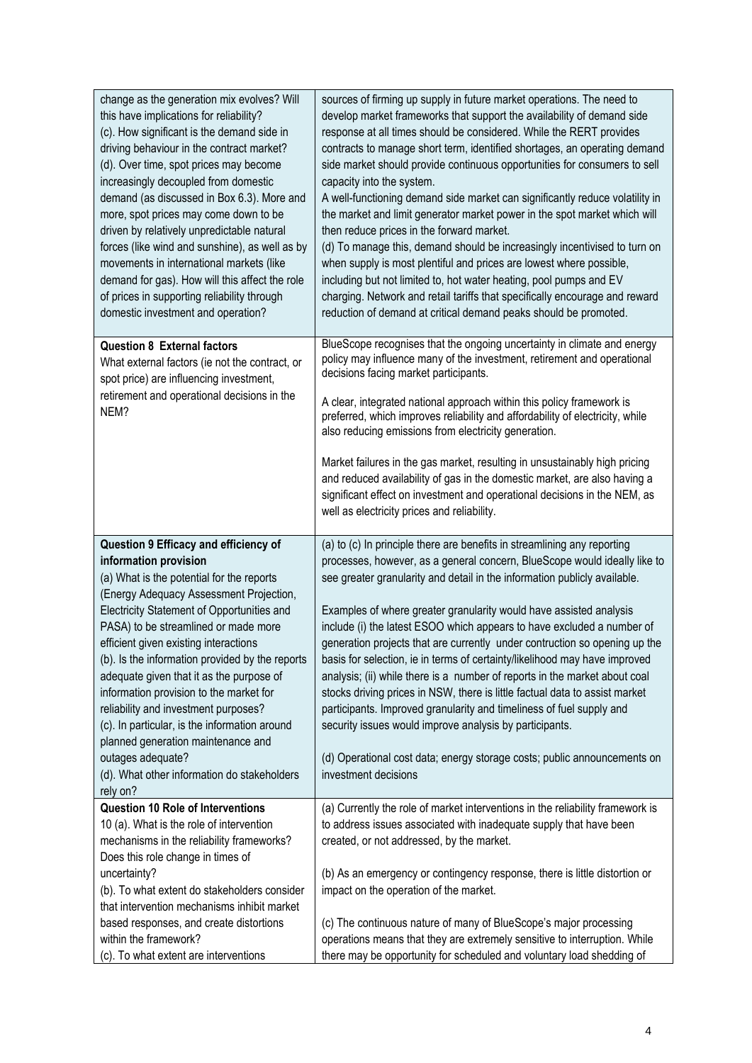| | |
|---|---|
| change as the generation mix evolves? Will this have implications for reliability?<br>(c). How significant is the demand side in driving behaviour in the contract market?<br>(d). Over time, spot prices may become increasingly decoupled from domestic demand (as discussed in Box 6.3). More and more, spot prices may come down to be driven by relatively unpredictable natural forces (like wind and sunshine), as well as by movements in international markets (like demand for gas). How will this affect the role of prices in supporting reliability through domestic investment and operation? | sources of firming up supply in future market operations. The need to develop market frameworks that support the availability of demand side response at all times should be considered. While the RERT provides contracts to manage short term, identified shortages, an operating demand side market should provide continuous opportunities for consumers to sell capacity into the system.<br>A well-functioning demand side market can significantly reduce volatility in the market and limit generator market power in the spot market which will then reduce prices in the forward market.<br>(d) To manage this, demand should be increasingly incentivised to turn on when supply is most plentiful and prices are lowest where possible, including but not limited to, hot water heating, pool pumps and EV charging. Network and retail tariffs that specifically encourage and reward reduction of demand at critical demand peaks should be promoted. |
| **Question 8 External factors**<br>What external factors (ie not the contract, or spot price) are influencing investment, retirement and operational decisions in the NEM? | BlueScope recognises that the ongoing uncertainty in climate and energy policy may influence many of the investment, retirement and operational decisions facing market participants.<br><br>A clear, integrated national approach within this policy framework is preferred, which improves reliability and affordability of electricity, while also reducing emissions from electricity generation.<br><br>Market failures in the gas market, resulting in unsustainably high pricing and reduced availability of gas in the domestic market, are also having a significant effect on investment and operational decisions in the NEM, as well as electricity prices and reliability. |
| **Question 9 Efficacy and efficiency of information provision**<br>(a) What is the potential for the reports (Energy Adequacy Assessment Projection, Electricity Statement of Opportunities and PASA) to be streamlined or made more efficient given existing interactions<br>(b). Is the information provided by the reports adequate given that it as the purpose of information provision to the market for reliability and investment purposes?<br>(c). In particular, is the information around planned generation maintenance and outages adequate?<br>(d). What other information do stakeholders rely on? | (a) to (c) In principle there are benefits in streamlining any reporting processes, however, as a general concern, BlueScope would ideally like to see greater granularity and detail in the information publicly available.<br><br>Examples of where greater granularity would have assisted analysis include (i) the latest ESOO which appears to have excluded a number of generation projects that are currently under contruction so opening up the basis for selection, ie in terms of certainty/likelihood may have improved analysis; (ii) while there is a number of reports in the market about coal stocks driving prices in NSW, there is little factual data to assist market participants. Improved granularity and timeliness of fuel supply and security issues would improve analysis by participants.<br><br>(d) Operational cost data; energy storage costs; public announcements on investment decisions |
| **Question 10 Role of Interventions**<br>10 (a). What is the role of intervention mechanisms in the reliability frameworks? Does this role change in times of uncertainty?<br>(b). To what extent do stakeholders consider that intervention mechanisms inhibit market based responses, and create distortions within the framework?<br>(c). To what extent are interventions | (a) Currently the role of market interventions in the reliability framework is to address issues associated with inadequate supply that have been created, or not addressed, by the market.<br><br>(b) As an emergency or contingency response, there is little distortion or impact on the operation of the market.<br><br>(c) The continuous nature of many of BlueScope's major processing operations means that they are extremely sensitive to interruption. While there may be opportunity for scheduled and voluntary load shedding of |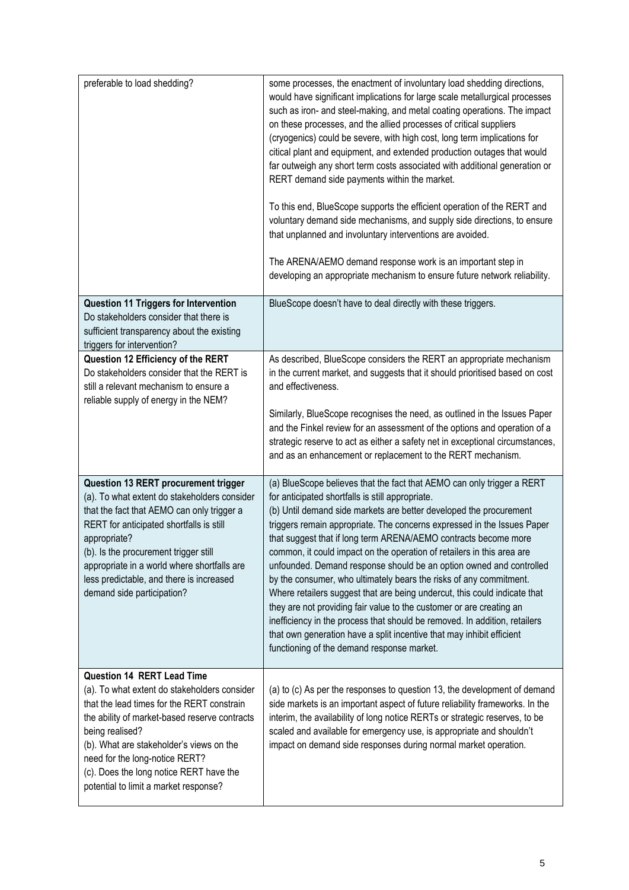| | |
|---|---|
| preferable to load shedding? | some processes, the enactment of involuntary load shedding directions, would have significant implications for large scale metallurgical processes such as iron- and steel-making, and metal coating operations. The impact on these processes, and the allied processes of critical suppliers (cryogenics) could be severe, with high cost, long term implications for citical plant and equipment, and extended production outages that would far outweigh any short term costs associated with additional generation or RERT demand side payments within the market.<br><br>To this end, BlueScope supports the efficient operation of the RERT and voluntary demand side mechanisms, and supply side directions, to ensure that unplanned and involuntary interventions are avoided.<br><br>The ARENA/AEMO demand response work is an important step in developing an appropriate mechanism to ensure future network reliability. |
| **Question 11 Triggers for Intervention**<br>Do stakeholders consider that there is sufficient transparency about the existing triggers for intervention? | BlueScope doesn't have to deal directly with these triggers. |
| **Question 12 Efficiency of the RERT**<br>Do stakeholders consider that the RERT is still a relevant mechanism to ensure a reliable supply of energy in the NEM? | As described, BlueScope considers the RERT an appropriate mechanism in the current market, and suggests that it should prioritised based on cost and effectiveness.<br><br>Similarly, BlueScope recognises the need, as outlined in the Issues Paper and the Finkel review for an assessment of the options and operation of a strategic reserve to act as either a safety net in exceptional circumstances, and as an enhancement or replacement to the RERT mechanism. |
| **Question 13 RERT procurement trigger**<br>(a). To what extent do stakeholders consider that the fact that AEMO can only trigger a RERT for anticipated shortfalls is still appropriate?<br>(b). Is the procurement trigger still appropriate in a world where shortfalls are less predictable, and there is increased demand side participation? | (a) BlueScope believes that the fact that AEMO can only trigger a RERT for anticipated shortfalls is still appropriate.<br>(b) Until demand side markets are better developed the procurement triggers remain appropriate. The concerns expressed in the Issues Paper that suggest that if long term ARENA/AEMO contracts become more common, it could impact on the operation of retailers in this area are unfounded. Demand response should be an option owned and controlled by the consumer, who ultimately bears the risks of any commitment. Where retailers suggest that are being undercut, this could indicate that they are not providing fair value to the customer or are creating an inefficiency in the process that should be removed. In addition, retailers that own generation have a split incentive that may inhibit efficient functioning of the demand response market. |
| **Question 14 RERT Lead Time**<br>(a). To what extent do stakeholders consider that the lead times for the RERT constrain the ability of market-based reserve contracts being realised?<br>(b). What are stakeholder's views on the need for the long-notice RERT?<br>(c). Does the long notice RERT have the potential to limit a market response? | (a) to (c) As per the responses to question 13, the development of demand side markets is an important aspect of future reliability frameworks. In the interim, the availability of long notice RERTs or strategic reserves, to be scaled and available for emergency use, is appropriate and shouldn't impact on demand side responses during normal market operation. |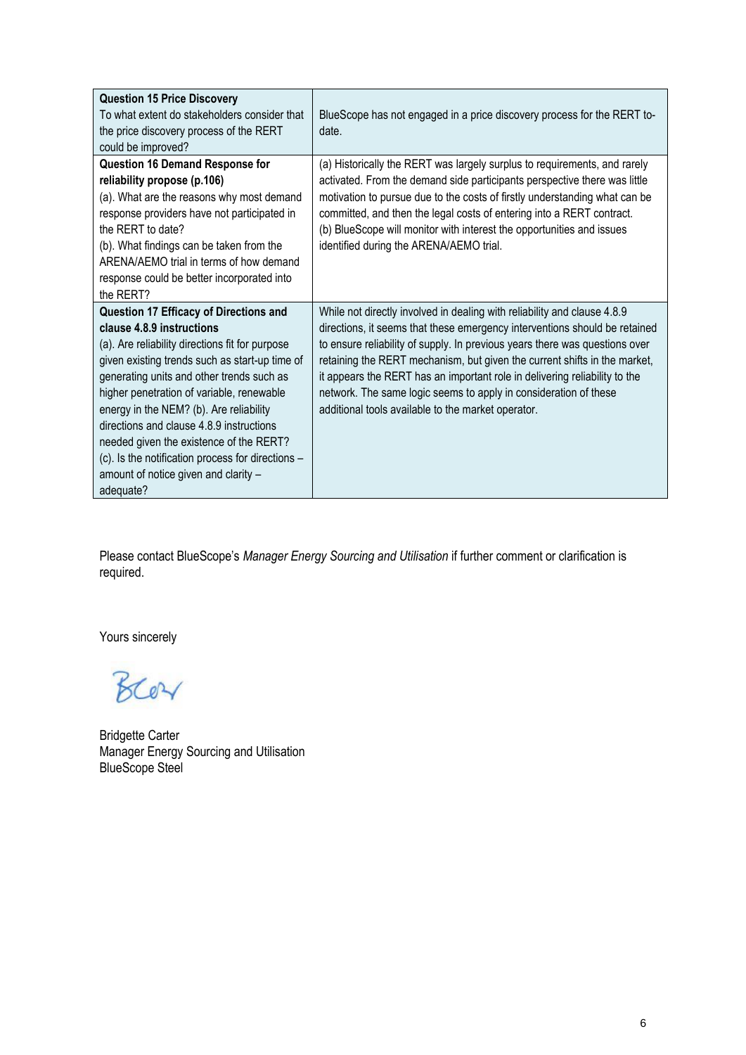| | |
|---|---|
| **Question 15 Price Discovery**<br>To what extent do stakeholders consider that the price discovery process of the RERT could be improved? | BlueScope has not engaged in a price discovery process for the RERT to-date. |
| **Question 16 Demand Response for reliability propose (p.106)**<br>(a). What are the reasons why most demand response providers have not participated in the RERT to date?<br>(b). What findings can be taken from the ARENA/AEMO trial in terms of how demand response could be better incorporated into the RERT? | (a) Historically the RERT was largely surplus to requirements, and rarely activated. From the demand side participants perspective there was little motivation to pursue due to the costs of firstly understanding what can be committed, and then the legal costs of entering into a RERT contract.<br>(b) BlueScope will monitor with interest the opportunities and issues identified during the ARENA/AEMO trial. |
| **Question 17 Efficacy of Directions and clause 4.8.9 instructions**<br>(a). Are reliability directions fit for purpose given existing trends such as start-up time of generating units and other trends such as higher penetration of variable, renewable energy in the NEM? (b). Are reliability directions and clause 4.8.9 instructions needed given the existence of the RERT?<br>(c). Is the notification process for directions – amount of notice given and clarity – adequate? | While not directly involved in dealing with reliability and clause 4.8.9 directions, it seems that these emergency interventions should be retained to ensure reliability of supply. In previous years there was questions over retaining the RERT mechanism, but given the current shifts in the market, it appears the RERT has an important role in delivering reliability to the network. The same logic seems to apply in consideration of these additional tools available to the market operator. |

Please contact BlueScope's *Manager Energy Sourcing and Utilisation* if further comment or clarification is required.

Yours sincerely

Bridgette Carter
Manager Energy Sourcing and Utilisation
BlueScope Steel